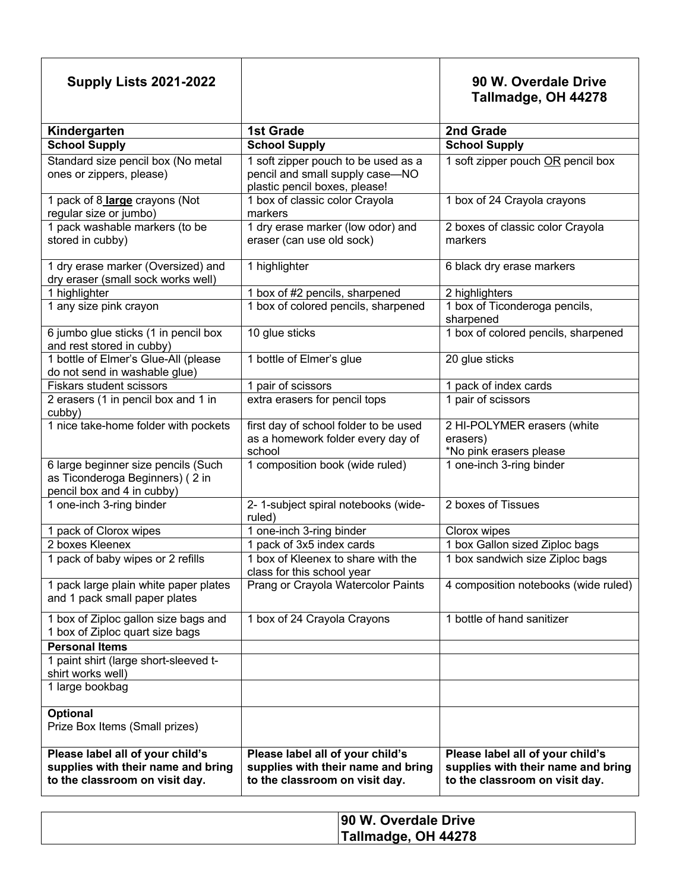| **Supply Lists 2021-2022** | | **90 W. Overdale Drive Tallmadge, OH 44278** |
|---|---|---|
| **Kindergarten** | **1st Grade** | **2nd Grade** |
| **School Supply** | **School Supply** | **School Supply** |
| Standard size pencil box (No metal ones or zippers, please) | 1 soft zipper pouch to be used as a pencil and small supply case—NO plastic pencil boxes, please! | 1 soft zipper pouch OR pencil box |
| 1 pack of 8 **large** crayons (Not regular size or jumbo) | 1 box of classic color Crayola markers | 1 box of 24 Crayola crayons |
| 1 pack washable markers (to be stored in cubby) | 1 dry erase marker (low odor) and eraser (can use old sock) | 2 boxes of classic color Crayola markers |
| 1 dry erase marker (Oversized) and dry eraser (small sock works well) | 1 highlighter | 6 black dry erase markers |
| 1 highlighter | 1 box of #2 pencils, sharpened | 2 highlighters |
| 1 any size pink crayon | 1 box of colored pencils, sharpened | 1 box of Ticonderoga pencils, sharpened |
| 6 jumbo glue sticks (1 in pencil box and rest stored in cubby) | 10 glue sticks | 1 box of colored pencils, sharpened |
| 1 bottle of Elmer's Glue-All (please do not send in washable glue) | 1 bottle of Elmer's glue | 20 glue sticks |
| Fiskars student scissors | 1 pair of scissors | 1 pack of index cards |
| 2 erasers (1 in pencil box and 1 in cubby) | extra erasers for pencil tops | 1 pair of scissors |
| 1 nice take-home folder with pockets | first day of school folder to be used as a homework folder every day of school | 2 HI-POLYMER erasers (white erasers) *No pink erasers please |
| 6 large beginner size pencils (Such as Ticonderoga Beginners) ( 2 in pencil box and 4 in cubby) | 1 composition book (wide ruled) | 1 one-inch 3-ring binder |
| 1 one-inch 3-ring binder | 2- 1-subject spiral notebooks (wide-ruled) | 2 boxes of Tissues |
| 1 pack of Clorox wipes | 1 one-inch 3-ring binder | Clorox wipes |
| 2 boxes Kleenex | 1 pack of 3x5 index cards | 1 box Gallon sized Ziploc bags |
| 1 pack of baby wipes or 2 refills | 1 box of Kleenex to share with the class for this school year | 1 box sandwich size Ziploc bags |
| 1 pack large plain white paper plates and 1 pack small paper plates | Prang or Crayola Watercolor Paints | 4 composition notebooks (wide ruled) |
| 1 box of Ziploc gallon size bags and 1 box of Ziploc quart size bags | 1 box of 24 Crayola Crayons | 1 bottle of hand sanitizer |
| **Personal Items** | | |
| 1 paint shirt (large short-sleeved t-shirt works well) | | |
| 1 large bookbag | | |
| **Optional** Prize Box Items (Small prizes) | | |
| **Please label all of your child's supplies with their name and bring to the classroom on visit day.** | **Please label all of your child's supplies with their name and bring to the classroom on visit day.** | **Please label all of your child's supplies with their name and bring to the classroom on visit day.** |

| | **90 W. Overdale Drive Tallmadge, OH 44278** |
|---|---|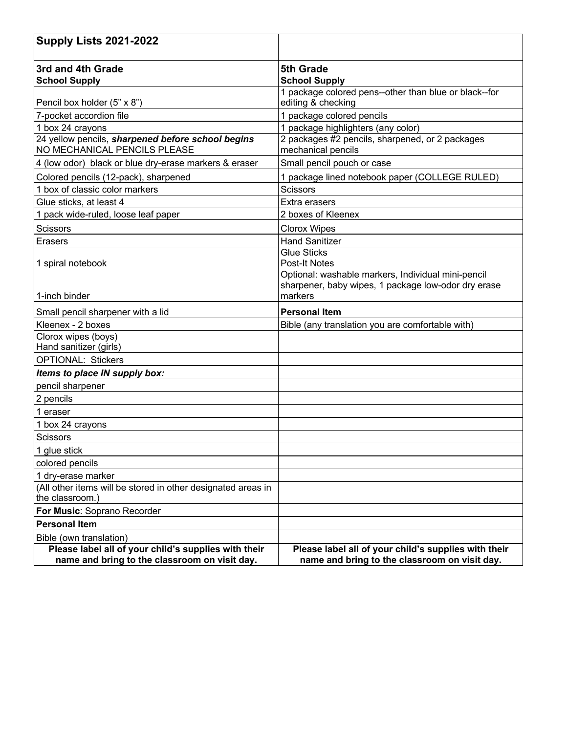| Supply Lists 2021-2022 | |
|---|---|
| **3rd and 4th Grade** | **5th Grade** |
| **School Supply** | **School Supply** |
| Pencil box holder (5" x 8") | 1 package colored pens--other than blue or black--for editing & checking |
| 7-pocket accordion file | 1 package colored pencils |
| 1 box 24 crayons | 1 package highlighters (any color) |
| 24 yellow pencils, ***sharpened before school begins*** NO MECHANICAL PENCILS PLEASE | 2 packages #2 pencils, sharpened, or 2 packages mechanical pencils |
| 4 (low odor) black or blue dry-erase markers & eraser | Small pencil pouch or case |
| Colored pencils (12-pack), sharpened | 1 package lined notebook paper (COLLEGE RULED) |
| 1 box of classic color markers | Scissors |
| Glue sticks, at least 4 | Extra erasers |
| 1 pack wide-ruled, loose leaf paper | 2 boxes of Kleenex |
| Scissors | Clorox Wipes |
| Erasers | Hand Sanitizer |
| 1 spiral notebook | Glue Sticks<br>Post-It Notes |
| 1-inch binder | Optional: washable markers, Individual mini-pencil sharpener, baby wipes, 1 package low-odor dry erase markers |
| Small pencil sharpener with a lid | **Personal Item** |
| Kleenex - 2 boxes | Bible (any translation you are comfortable with) |
| Clorox wipes (boys)<br>Hand sanitizer (girls) | |
| OPTIONAL: Stickers | |
| ***Items to place IN supply box:*** | |
| pencil sharpener | |
| 2 pencils | |
| 1 eraser | |
| 1 box 24 crayons | |
| Scissors | |
| 1 glue stick | |
| colored pencils | |
| 1 dry-erase marker | |
| (All other items will be stored in other designated areas in the classroom.) | |
| **For Music**: Soprano Recorder | |
| **Personal Item** | |
| Bible (own translation) | |
| **Please label all of your child's supplies with their name and bring to the classroom on visit day.** | **Please label all of your child's supplies with their name and bring to the classroom on visit day.** |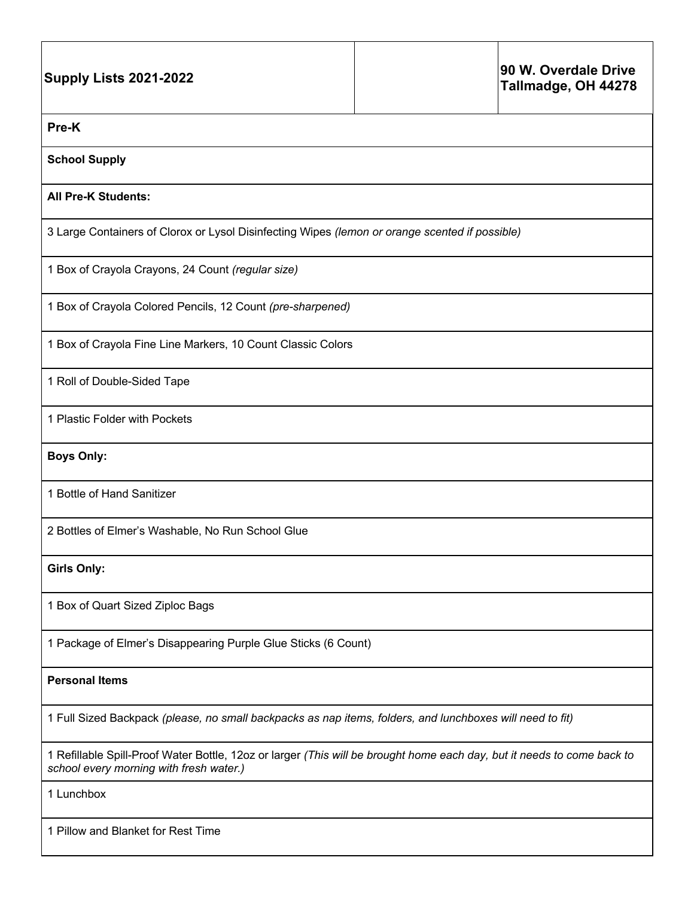| Supply Lists 2021-2022 | | 90 W. Overdale Drive Tallmadge, OH 44278 |
|---|---|---|

**Pre-K**

**School Supply**

**All Pre-K Students:**

3 Large Containers of Clorox or Lysol Disinfecting Wipes *(lemon or orange scented if possible)*

1 Box of Crayola Crayons, 24 Count *(regular size)*

1 Box of Crayola Colored Pencils, 12 Count *(pre-sharpened)*

1 Box of Crayola Fine Line Markers, 10 Count Classic Colors

1 Roll of Double-Sided Tape

1 Plastic Folder with Pockets

**Boys Only:**

1 Bottle of Hand Sanitizer

2 Bottles of Elmer's Washable, No Run School Glue

**Girls Only:**

1 Box of Quart Sized Ziploc Bags

1 Package of Elmer's Disappearing Purple Glue Sticks (6 Count)

**Personal Items**

1 Full Sized Backpack *(please, no small backpacks as nap items, folders, and lunchboxes will need to fit)*

1 Refillable Spill-Proof Water Bottle, 12oz or larger *(This will be brought home each day, but it needs to come back to school every morning with fresh water.)*

1 Lunchbox

1 Pillow and Blanket for Rest Time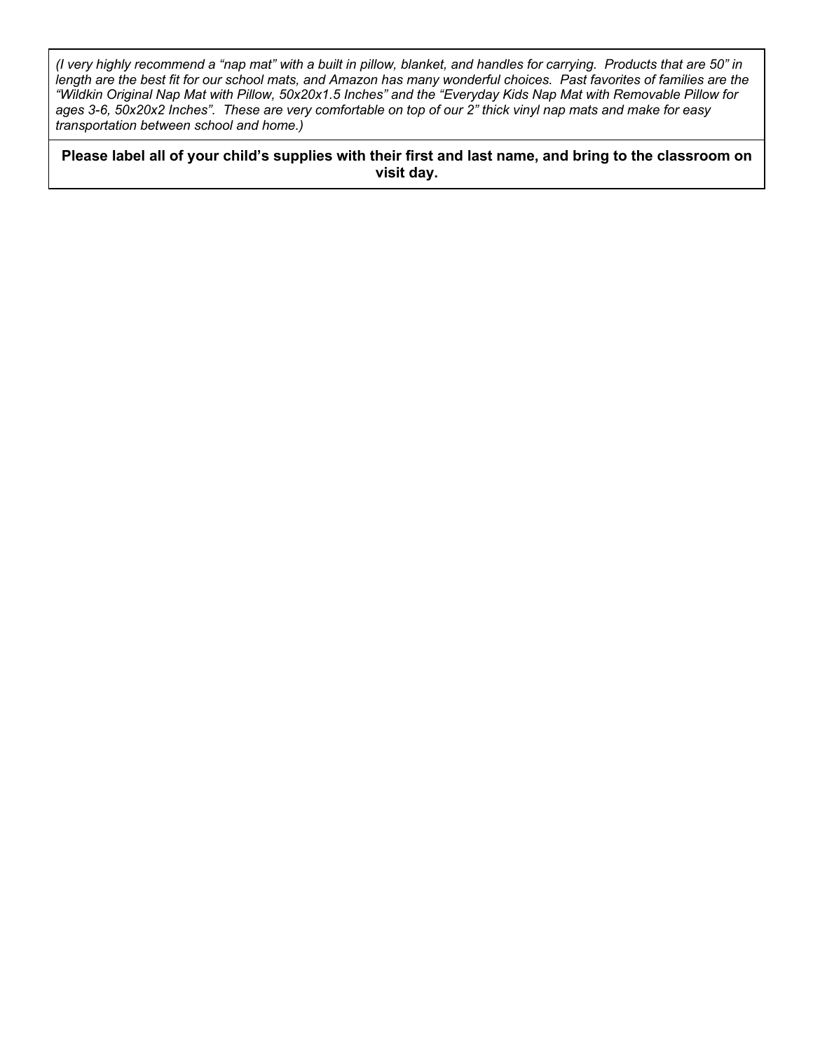*(I very highly recommend a "nap mat" with a built in pillow, blanket, and handles for carrying. Products that are 50" in length are the best fit for our school mats, and Amazon has many wonderful choices. Past favorites of families are the "Wildkin Original Nap Mat with Pillow, 50x20x1.5 Inches" and the "Everyday Kids Nap Mat with Removable Pillow for ages 3-6, 50x20x2 Inches". These are very comfortable on top of our 2" thick vinyl nap mats and make for easy transportation between school and home.)*

**Please label all of your child's supplies with their first and last name, and bring to the classroom on visit day.**